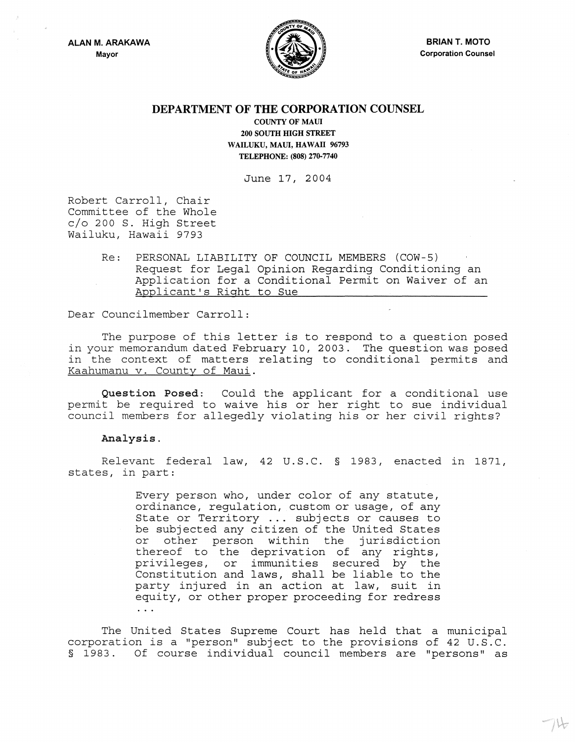ALAN M. ARAKAWA
Mayor

BRIAN T. MOTO
Corporation Counsel

# DEPARTMENT OF THE CORPORATION COUNSEL

COUNTY OF MAUI
200 SOUTH HIGH STREET
WAILUKU, MAUI, HAWAII 96793
TELEPHONE: (808) 270-7740

June 17, 2004

Robert Carroll, Chair
Committee of the Whole
c/o 200 S. High Street
Wailuku, Hawaii 9793

Re: PERSONAL LIABILITY OF COUNCIL MEMBERS (COW-5)
Request for Legal Opinion Regarding Conditioning an Application for a Conditional Permit on Waiver of an Applicant's Right to Sue

Dear Councilmember Carroll:

The purpose of this letter is to respond to a question posed in your memorandum dated February 10, 2003. The question was posed in the context of matters relating to conditional permits and Kaahumanu v. County of Maui.

**Question Posed:** Could the applicant for a conditional use permit be required to waive his or her right to sue individual council members for allegedly violating his or her civil rights?

**Analysis.**

Relevant federal law, 42 U.S.C. § 1983, enacted in 1871, states, in part:

> Every person who, under color of any statute, ordinance, regulation, custom or usage, of any State or Territory ... subjects or causes to be subjected any citizen of the United States or other person within the jurisdiction thereof to the deprivation of any rights, privileges, or immunities secured by the Constitution and laws, shall be liable to the party injured in an action at law, suit in equity, or other proper proceeding for redress ...

The United States Supreme Court has held that a municipal corporation is a "person" subject to the provisions of 42 U.S.C. § 1983. Of course individual council members are "persons" as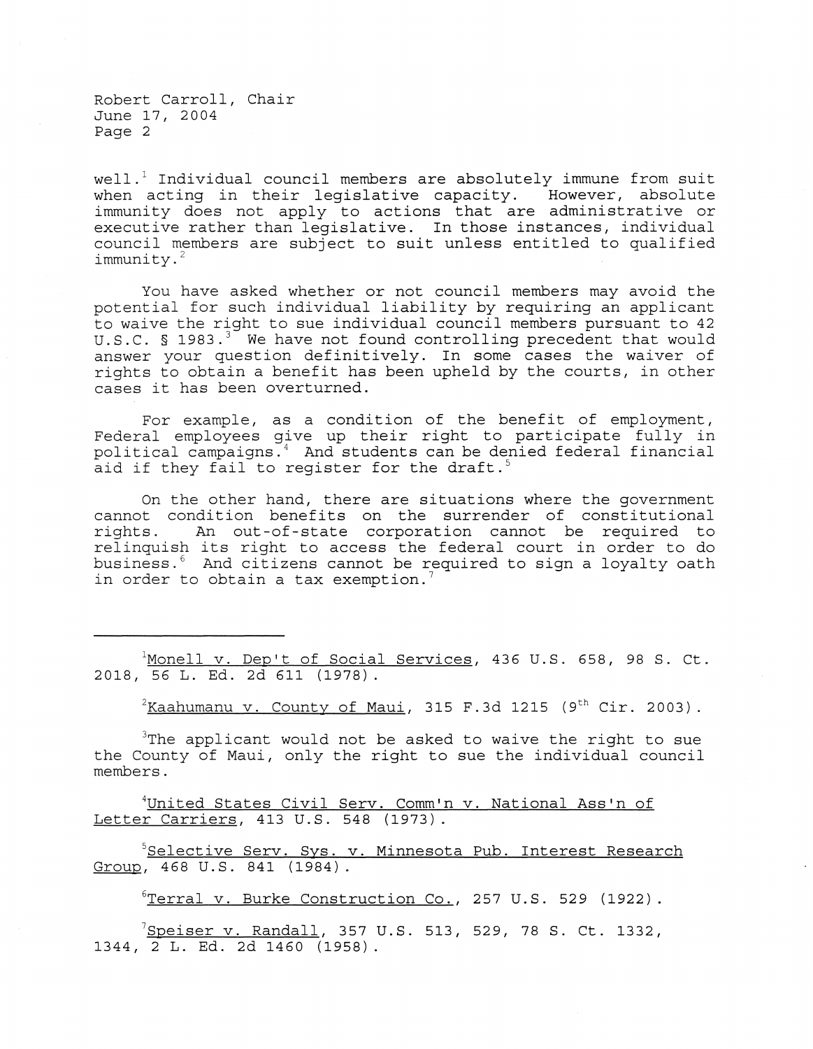well.[1] Individual council members are absolutely immune from suit when acting in their legislative capacity. However, absolute immunity does not apply to actions that are administrative or executive rather than legislative. In those instances, individual council members are subject to suit unless entitled to qualified immunity.[2]

You have asked whether or not council members may avoid the potential for such individual liability by requiring an applicant to waive the right to sue individual council members pursuant to 42 U.S.C. § 1983.[3] We have not found controlling precedent that would answer your question definitively. In some cases the waiver of rights to obtain a benefit has been upheld by the courts, in other cases it has been overturned.

For example, as a condition of the benefit of employment, Federal employees give up their right to participate fully in political campaigns.[4] And students can be denied federal financial aid if they fail to register for the draft.[5]

On the other hand, there are situations where the government cannot condition benefits on the surrender of constitutional rights. An out-of-state corporation cannot be required to relinquish its right to access the federal court in order to do business.[6] And citizens cannot be required to sign a loyalty oath in order to obtain a tax exemption.[7]

---

[1] Monell v. Dep't of Social Services, 436 U.S. 658, 98 S. Ct. 2018, 56 L. Ed. 2d 611 (1978).

[2] Kaahumanu v. County of Maui, 315 F.3d 1215 (9th Cir. 2003).

[3] The applicant would not be asked to waive the right to sue the County of Maui, only the right to sue the individual council members.

[4] United States Civil Serv. Comm'n v. National Ass'n of Letter Carriers, 413 U.S. 548 (1973).

[5] Selective Serv. Sys. v. Minnesota Pub. Interest Research Group, 468 U.S. 841 (1984).

[6] Terral v. Burke Construction Co., 257 U.S. 529 (1922).

[7] Speiser v. Randall, 357 U.S. 513, 529, 78 S. Ct. 1332, 1344, 2 L. Ed. 2d 1460 (1958).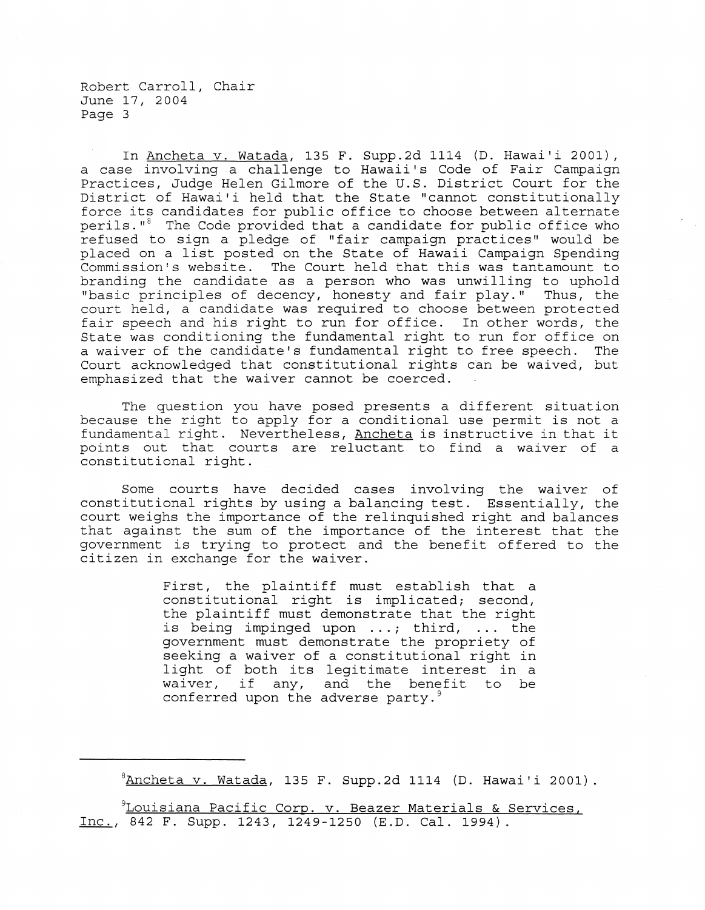In Ancheta v. Watada, 135 F. Supp.2d 1114 (D. Hawai'i 2001), a case involving a challenge to Hawaii's Code of Fair Campaign Practices, Judge Helen Gilmore of the U.S. District Court for the District of Hawai'i held that the State "cannot constitutionally force its candidates for public office to choose between alternate perils."[8] The Code provided that a candidate for public office who refused to sign a pledge of "fair campaign practices" would be placed on a list posted on the State of Hawaii Campaign Spending Commission's website. The Court held that this was tantamount to branding the candidate as a person who was unwilling to uphold "basic principles of decency, honesty and fair play." Thus, the court held, a candidate was required to choose between protected fair speech and his right to run for office. In other words, the State was conditioning the fundamental right to run for office on a waiver of the candidate's fundamental right to free speech. The Court acknowledged that constitutional rights can be waived, but emphasized that the waiver cannot be coerced.

The question you have posed presents a different situation because the right to apply for a conditional use permit is not a fundamental right. Nevertheless, Ancheta is instructive in that it points out that courts are reluctant to find a waiver of a constitutional right.

Some courts have decided cases involving the waiver of constitutional rights by using a balancing test. Essentially, the court weighs the importance of the relinquished right and balances that against the sum of the importance of the interest that the government is trying to protect and the benefit offered to the citizen in exchange for the waiver.

> First, the plaintiff must establish that a constitutional right is implicated; second, the plaintiff must demonstrate that the right is being impinged upon ...; third, ... the government must demonstrate the propriety of seeking a waiver of a constitutional right in light of both its legitimate interest in a waiver, if any, and the benefit to be conferred upon the adverse party.[9]

---

[8] Ancheta v. Watada, 135 F. Supp.2d 1114 (D. Hawai'i 2001).

[9] Louisiana Pacific Corp. v. Beazer Materials & Services, Inc., 842 F. Supp. 1243, 1249-1250 (E.D. Cal. 1994).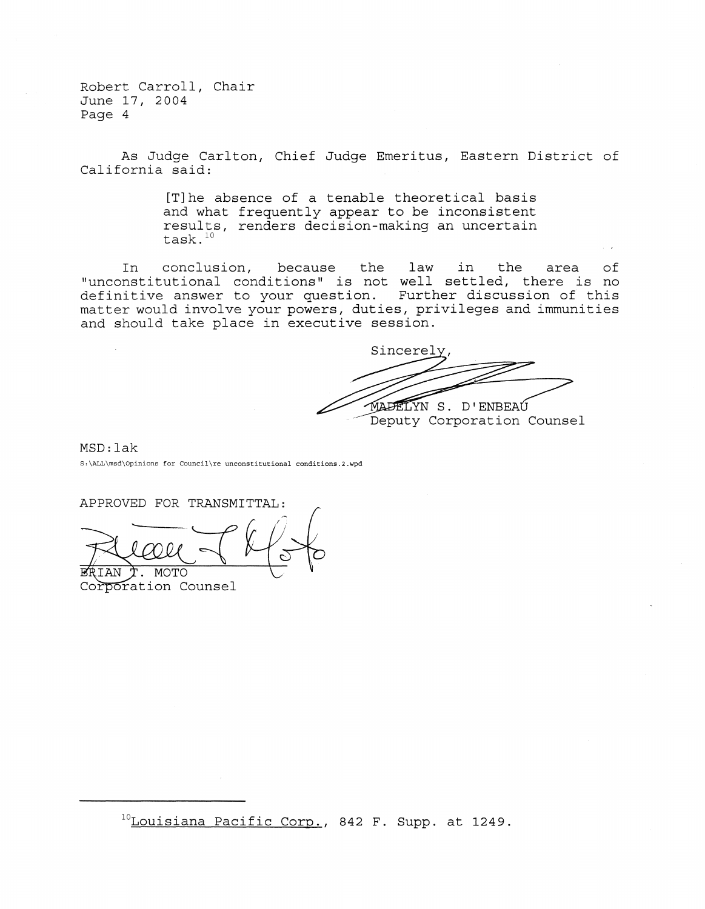Robert Carroll, Chair
June 17, 2004

As Judge Carlton, Chief Judge Emeritus, Eastern District of California said:

> [T]he absence of a tenable theoretical basis and what frequently appear to be inconsistent results, renders decision-making an uncertain task.[10]

In conclusion, because the law in the area of "unconstitutional conditions" is not well settled, there is no definitive answer to your question. Further discussion of this matter would involve your powers, duties, privileges and immunities and should take place in executive session.

Sincerely,

MADELYN S. D'ENBEAU
Deputy Corporation Counsel

MSD:lak
S:\ALL\msd\Opinions for Council\re unconstitutional conditions.2.wpd

APPROVED FOR TRANSMITTAL:

BRIAN T. MOTO
Corporation Counsel

---

[10] Louisiana Pacific Corp., 842 F. Supp. at 1249.